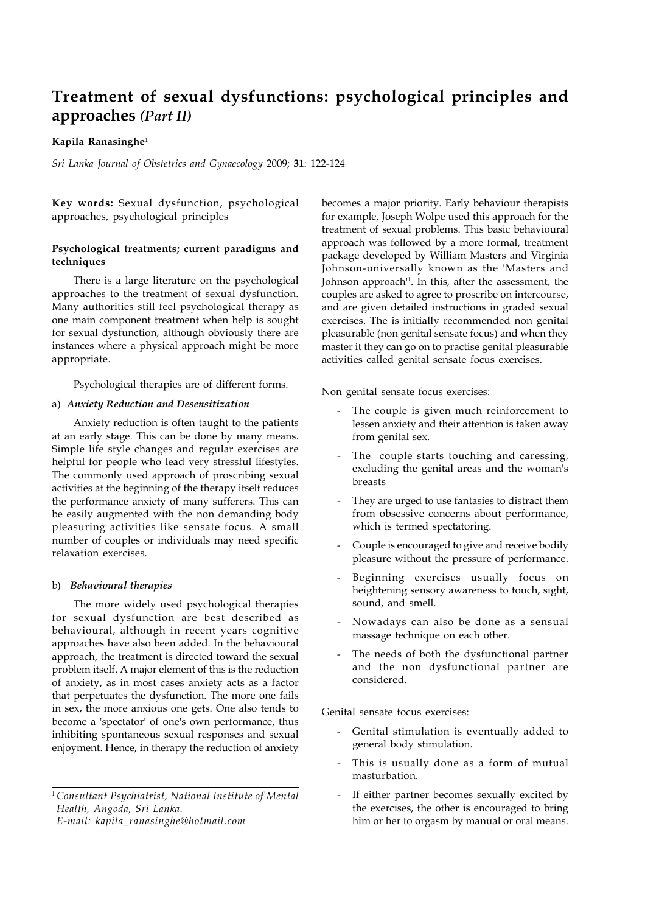# Treatment of sexual dysfunctions: psychological principles and approaches *(Part II)*

**Kapila Ranasinghe**[1]

*Sri Lanka Journal of Obstetrics and Gynaecology* 2009; **31**: 122-124

**Key words:** Sexual dysfunction, psychological approaches, psychological principles

### Psychological treatments; current paradigms and techniques

There is a large literature on the psychological approaches to the treatment of sexual dysfunction. Many authorities still feel psychological therapy as one main component treatment when help is sought for sexual dysfunction, although obviously there are instances where a physical approach might be more appropriate.

Psychological therapies are of different forms.

a) ***Anxiety Reduction and Desensitization***

Anxiety reduction is often taught to the patients at an early stage. This can be done by many means. Simple life style changes and regular exercises are helpful for people who lead very stressful lifestyles. The commonly used approach of proscribing sexual activities at the beginning of the therapy itself reduces the performance anxiety of many sufferers. This can be easily augmented with the non demanding body pleasuring activities like sensate focus. A small number of couples or individuals may need specific relaxation exercises.

b) ***Behavioural therapies***

The more widely used psychological therapies for sexual dysfunction are best described as behavioural, although in recent years cognitive approaches have also been added. In the behavioural approach, the treatment is directed toward the sexual problem itself. A major element of this is the reduction of anxiety, as in most cases anxiety acts as a factor that perpetuates the dysfunction. The more one fails in sex, the more anxious one gets. One also tends to become a 'spectator' of one's own performance, thus inhibiting spontaneous sexual responses and sexual enjoyment. Hence, in therapy the reduction of anxiety becomes a major priority. Early behaviour therapists for example, Joseph Wolpe used this approach for the treatment of sexual problems. This basic behavioural approach was followed by a more formal, treatment package developed by William Masters and Virginia Johnson-universally known as the 'Masters and Johnson approach'[1]. In this, after the assessment, the couples are asked to agree to proscribe on intercourse, and are given detailed instructions in graded sexual exercises. The is initially recommended non genital pleasurable (non genital sensate focus) and when they master it they can go on to practise genital pleasurable activities called genital sensate focus exercises.

Non genital sensate focus exercises:

- The couple is given much reinforcement to lessen anxiety and their attention is taken away from genital sex.
- The couple starts touching and caressing, excluding the genital areas and the woman's breasts
- They are urged to use fantasies to distract them from obsessive concerns about performance, which is termed spectatoring.
- Couple is encouraged to give and receive bodily pleasure without the pressure of performance.
- Beginning exercises usually focus on heightening sensory awareness to touch, sight, sound, and smell.
- Nowadays can also be done as a sensual massage technique on each other.
- The needs of both the dysfunctional partner and the non dysfunctional partner are considered.

Genital sensate focus exercises:

- Genital stimulation is eventually added to general body stimulation.
- This is usually done as a form of mutual masturbation.
- If either partner becomes sexually excited by the exercises, the other is encouraged to bring him or her to orgasm by manual or oral means.

[1] *Consultant Psychiatrist, National Institute of Mental Health, Angoda, Sri Lanka.*
*E-mail: kapila_ranasinghe@hotmail.com*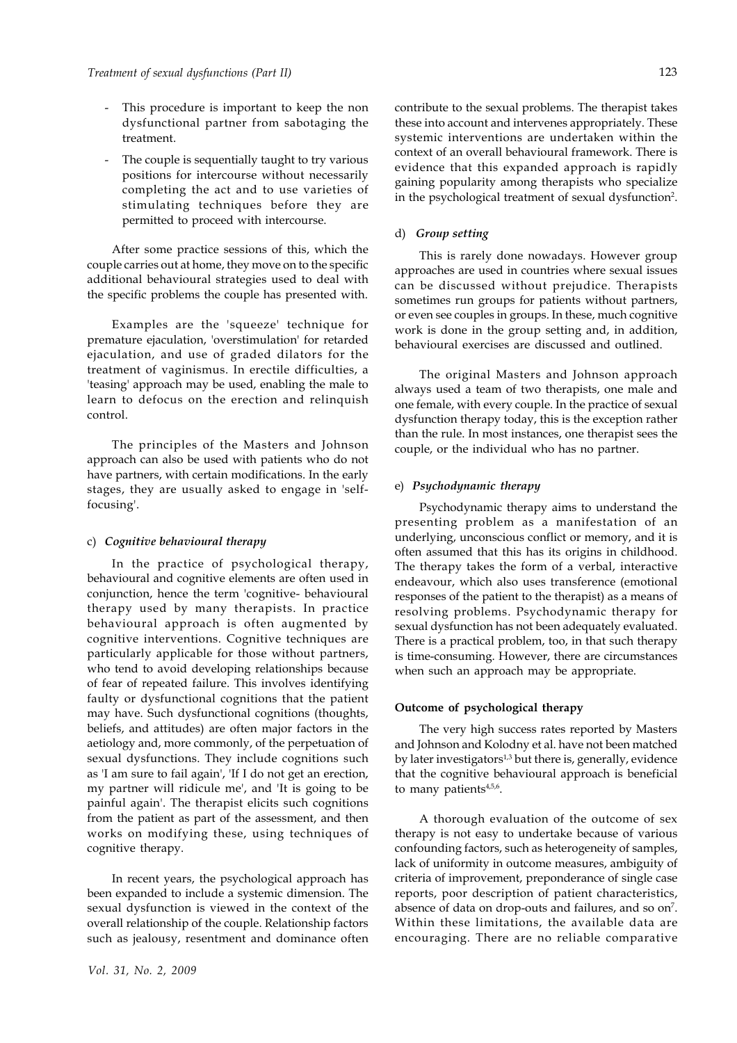- This procedure is important to keep the non dysfunctional partner from sabotaging the treatment.
- The couple is sequentially taught to try various positions for intercourse without necessarily completing the act and to use varieties of stimulating techniques before they are permitted to proceed with intercourse.

After some practice sessions of this, which the couple carries out at home, they move on to the specific additional behavioural strategies used to deal with the specific problems the couple has presented with.

Examples are the 'squeeze' technique for premature ejaculation, 'overstimulation' for retarded ejaculation, and use of graded dilators for the treatment of vaginismus. In erectile difficulties, a 'teasing' approach may be used, enabling the male to learn to defocus on the erection and relinquish control.

The principles of the Masters and Johnson approach can also be used with patients who do not have partners, with certain modifications. In the early stages, they are usually asked to engage in 'self-focusing'.

c) ***Cognitive behavioural therapy***

In the practice of psychological therapy, behavioural and cognitive elements are often used in conjunction, hence the term 'cognitive- behavioural therapy used by many therapists. In practice behavioural approach is often augmented by cognitive interventions. Cognitive techniques are particularly applicable for those without partners, who tend to avoid developing relationships because of fear of repeated failure. This involves identifying faulty or dysfunctional cognitions that the patient may have. Such dysfunctional cognitions (thoughts, beliefs, and attitudes) are often major factors in the aetiology and, more commonly, of the perpetuation of sexual dysfunctions. They include cognitions such as 'I am sure to fail again', 'If I do not get an erection, my partner will ridicule me', and 'It is going to be painful again'. The therapist elicits such cognitions from the patient as part of the assessment, and then works on modifying these, using techniques of cognitive therapy.

In recent years, the psychological approach has been expanded to include a systemic dimension. The sexual dysfunction is viewed in the context of the overall relationship of the couple. Relationship factors such as jealousy, resentment and dominance often contribute to the sexual problems. The therapist takes these into account and intervenes appropriately. These systemic interventions are undertaken within the context of an overall behavioural framework. There is evidence that this expanded approach is rapidly gaining popularity among therapists who specialize in the psychological treatment of sexual dysfunction[2].

d) ***Group setting***

This is rarely done nowadays. However group approaches are used in countries where sexual issues can be discussed without prejudice. Therapists sometimes run groups for patients without partners, or even see couples in groups. In these, much cognitive work is done in the group setting and, in addition, behavioural exercises are discussed and outlined.

The original Masters and Johnson approach always used a team of two therapists, one male and one female, with every couple. In the practice of sexual dysfunction therapy today, this is the exception rather than the rule. In most instances, one therapist sees the couple, or the individual who has no partner.

e) ***Psychodynamic therapy***

Psychodynamic therapy aims to understand the presenting problem as a manifestation of an underlying, unconscious conflict or memory, and it is often assumed that this has its origins in childhood. The therapy takes the form of a verbal, interactive endeavour, which also uses transference (emotional responses of the patient to the therapist) as a means of resolving problems. Psychodynamic therapy for sexual dysfunction has not been adequately evaluated. There is a practical problem, too, in that such therapy is time-consuming. However, there are circumstances when such an approach may be appropriate.

**Outcome of psychological therapy**

The very high success rates reported by Masters and Johnson and Kolodny et al. have not been matched by later investigators[1,3] but there is, generally, evidence that the cognitive behavioural approach is beneficial to many patients[4,5,6].

A thorough evaluation of the outcome of sex therapy is not easy to undertake because of various confounding factors, such as heterogeneity of samples, lack of uniformity in outcome measures, ambiguity of criteria of improvement, preponderance of single case reports, poor description of patient characteristics, absence of data on drop-outs and failures, and so on[7]. Within these limitations, the available data are encouraging. There are no reliable comparative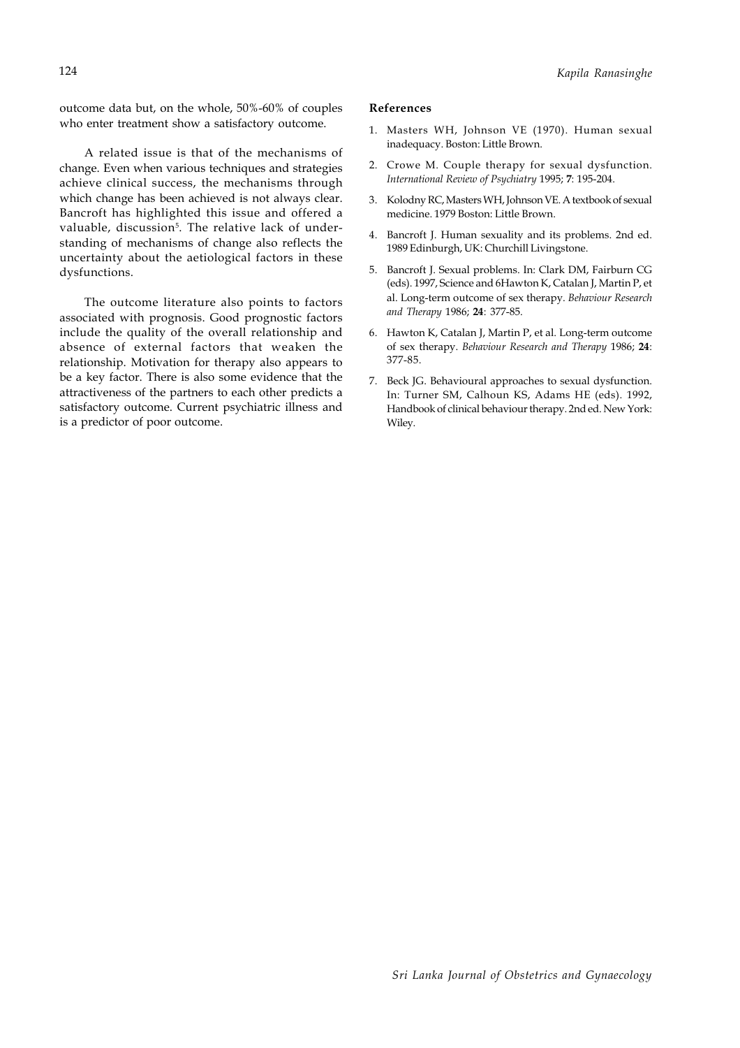outcome data but, on the whole, 50%-60% of couples who enter treatment show a satisfactory outcome.

A related issue is that of the mechanisms of change. Even when various techniques and strategies achieve clinical success, the mechanisms through which change has been achieved is not always clear. Bancroft has highlighted this issue and offered a valuable, discussion[5]. The relative lack of understanding of mechanisms of change also reflects the uncertainty about the aetiological factors in these dysfunctions.

The outcome literature also points to factors associated with prognosis. Good prognostic factors include the quality of the overall relationship and absence of external factors that weaken the relationship. Motivation for therapy also appears to be a key factor. There is also some evidence that the attractiveness of the partners to each other predicts a satisfactory outcome. Current psychiatric illness and is a predictor of poor outcome.

## References

1. Masters WH, Johnson VE (1970). Human sexual inadequacy. Boston: Little Brown.
2. Crowe M. Couple therapy for sexual dysfunction. *International Review of Psychiatry* 1995; **7**: 195-204.
3. Kolodny RC, Masters WH, Johnson VE. A textbook of sexual medicine. 1979 Boston: Little Brown.
4. Bancroft J. Human sexuality and its problems. 2nd ed. 1989 Edinburgh, UK: Churchill Livingstone.
5. Bancroft J. Sexual problems. In: Clark DM, Fairburn CG (eds). 1997, Science and 6Hawton K, Catalan J, Martin P, et al. Long-term outcome of sex therapy. *Behaviour Research and Therapy* 1986; **24**: 377-85.
6. Hawton K, Catalan J, Martin P, et al. Long-term outcome of sex therapy. *Behaviour Research and Therapy* 1986; **24**: 377-85.
7. Beck JG. Behavioural approaches to sexual dysfunction. In: Turner SM, Calhoun KS, Adams HE (eds). 1992, Handbook of clinical behaviour therapy. 2nd ed. New York: Wiley.